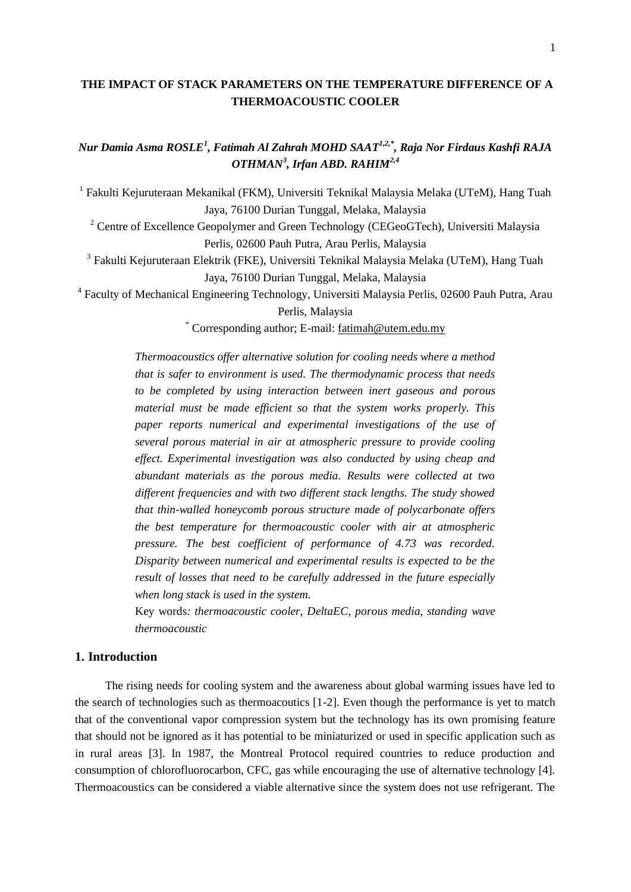# THE IMPACT OF STACK PARAMETERS ON THE TEMPERATURE DIFFERENCE OF A THERMOACOUSTIC COOLER

***Nur Damia Asma ROSLE[1], Fatimah Al Zahrah MOHD SAAT[1,2,*], Raja Nor Firdaus Kashfi RAJA OTHMAN[3], Irfan ABD. RAHIM[2,4]***

[1] Fakulti Kejuruteraan Mekanikal (FKM), Universiti Teknikal Malaysia Melaka (UTeM), Hang Tuah Jaya, 76100 Durian Tunggal, Melaka, Malaysia

[2] Centre of Excellence Geopolymer and Green Technology (CEGeoGTech), Universiti Malaysia Perlis, 02600 Pauh Putra, Arau Perlis, Malaysia

[3] Fakulti Kejuruteraan Elektrik (FKE), Universiti Teknikal Malaysia Melaka (UTeM), Hang Tuah Jaya, 76100 Durian Tunggal, Melaka, Malaysia

[4] Faculty of Mechanical Engineering Technology, Universiti Malaysia Perlis, 02600 Pauh Putra, Arau Perlis, Malaysia

[*] Corresponding author; E-mail: fatimah@utem.edu.my

*Thermoacoustics offer alternative solution for cooling needs where a method that is safer to environment is used. The thermodynamic process that needs to be completed by using interaction between inert gaseous and porous material must be made efficient so that the system works properly. This paper reports numerical and experimental investigations of the use of several porous material in air at atmospheric pressure to provide cooling effect. Experimental investigation was also conducted by using cheap and abundant materials as the porous media. Results were collected at two different frequencies and with two different stack lengths. The study showed that thin-walled honeycomb porous structure made of polycarbonate offers the best temperature for thermoacoustic cooler with air at atmospheric pressure. The best coefficient of performance of 4.73 was recorded. Disparity between numerical and experimental results is expected to be the result of losses that need to be carefully addressed in the future especially when long stack is used in the system.*

Key words*: thermoacoustic cooler, DeltaEC, porous media, standing wave thermoacoustic*

## 1. Introduction

The rising needs for cooling system and the awareness about global warming issues have led to the search of technologies such as thermoacoutics [1-2]. Even though the performance is yet to match that of the conventional vapor compression system but the technology has its own promising feature that should not be ignored as it has potential to be miniaturized or used in specific application such as in rural areas [3]. In 1987, the Montreal Protocol required countries to reduce production and consumption of chlorofluorocarbon, CFC, gas while encouraging the use of alternative technology [4]. Thermoacoustics can be considered a viable alternative since the system does not use refrigerant. The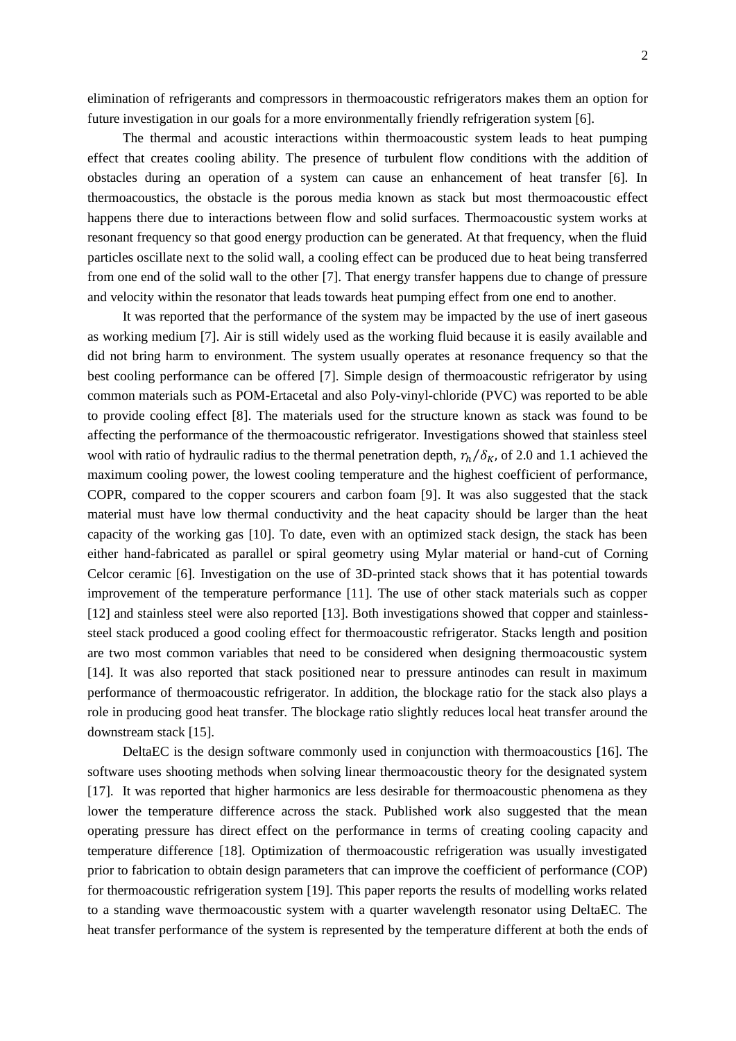elimination of refrigerants and compressors in thermoacoustic refrigerators makes them an option for future investigation in our goals for a more environmentally friendly refrigeration system [6].

The thermal and acoustic interactions within thermoacoustic system leads to heat pumping effect that creates cooling ability. The presence of turbulent flow conditions with the addition of obstacles during an operation of a system can cause an enhancement of heat transfer [6]. In thermoacoustics, the obstacle is the porous media known as stack but most thermoacoustic effect happens there due to interactions between flow and solid surfaces. Thermoacoustic system works at resonant frequency so that good energy production can be generated. At that frequency, when the fluid particles oscillate next to the solid wall, a cooling effect can be produced due to heat being transferred from one end of the solid wall to the other [7]. That energy transfer happens due to change of pressure and velocity within the resonator that leads towards heat pumping effect from one end to another.

It was reported that the performance of the system may be impacted by the use of inert gaseous as working medium [7]. Air is still widely used as the working fluid because it is easily available and did not bring harm to environment. The system usually operates at resonance frequency so that the best cooling performance can be offered [7]. Simple design of thermoacoustic refrigerator by using common materials such as POM-Ertacetal and also Poly-vinyl-chloride (PVC) was reported to be able to provide cooling effect [8]. The materials used for the structure known as stack was found to be affecting the performance of the thermoacoustic refrigerator. Investigations showed that stainless steel wool with ratio of hydraulic radius to the thermal penetration depth, $r_h/\delta_K$, of 2.0 and 1.1 achieved the maximum cooling power, the lowest cooling temperature and the highest coefficient of performance, COPR, compared to the copper scourers and carbon foam [9]. It was also suggested that the stack material must have low thermal conductivity and the heat capacity should be larger than the heat capacity of the working gas [10]. To date, even with an optimized stack design, the stack has been either hand-fabricated as parallel or spiral geometry using Mylar material or hand-cut of Corning Celcor ceramic [6]. Investigation on the use of 3D-printed stack shows that it has potential towards improvement of the temperature performance [11]. The use of other stack materials such as copper [12] and stainless steel were also reported [13]. Both investigations showed that copper and stainless-steel stack produced a good cooling effect for thermoacoustic refrigerator. Stacks length and position are two most common variables that need to be considered when designing thermoacoustic system [14]. It was also reported that stack positioned near to pressure antinodes can result in maximum performance of thermoacoustic refrigerator. In addition, the blockage ratio for the stack also plays a role in producing good heat transfer. The blockage ratio slightly reduces local heat transfer around the downstream stack [15].

DeltaEC is the design software commonly used in conjunction with thermoacoustics [16]. The software uses shooting methods when solving linear thermoacoustic theory for the designated system [17]. It was reported that higher harmonics are less desirable for thermoacoustic phenomena as they lower the temperature difference across the stack. Published work also suggested that the mean operating pressure has direct effect on the performance in terms of creating cooling capacity and temperature difference [18]. Optimization of thermoacoustic refrigeration was usually investigated prior to fabrication to obtain design parameters that can improve the coefficient of performance (COP) for thermoacoustic refrigeration system [19]. This paper reports the results of modelling works related to a standing wave thermoacoustic system with a quarter wavelength resonator using DeltaEC. The heat transfer performance of the system is represented by the temperature different at both the ends of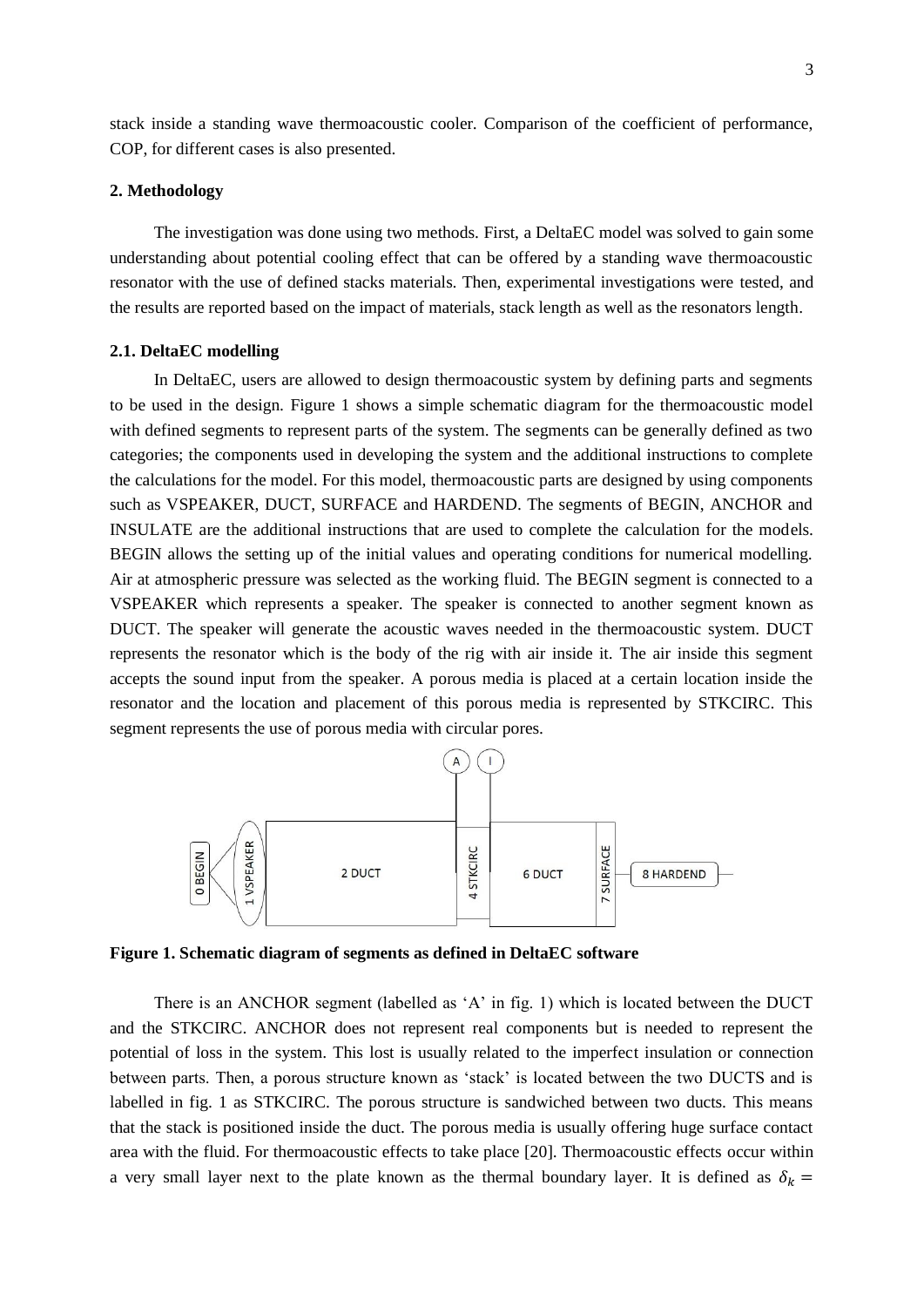stack inside a standing wave thermoacoustic cooler. Comparison of the coefficient of performance, COP, for different cases is also presented.

## 2. Methodology

The investigation was done using two methods. First, a DeltaEC model was solved to gain some understanding about potential cooling effect that can be offered by a standing wave thermoacoustic resonator with the use of defined stacks materials. Then, experimental investigations were tested, and the results are reported based on the impact of materials, stack length as well as the resonators length.

### 2.1. DeltaEC modelling

In DeltaEC, users are allowed to design thermoacoustic system by defining parts and segments to be used in the design. Figure 1 shows a simple schematic diagram for the thermoacoustic model with defined segments to represent parts of the system. The segments can be generally defined as two categories; the components used in developing the system and the additional instructions to complete the calculations for the model. For this model, thermoacoustic parts are designed by using components such as VSPEAKER, DUCT, SURFACE and HARDEND. The segments of BEGIN, ANCHOR and INSULATE are the additional instructions that are used to complete the calculation for the models. BEGIN allows the setting up of the initial values and operating conditions for numerical modelling. Air at atmospheric pressure was selected as the working fluid. The BEGIN segment is connected to a VSPEAKER which represents a speaker. The speaker is connected to another segment known as DUCT. The speaker will generate the acoustic waves needed in the thermoacoustic system. DUCT represents the resonator which is the body of the rig with air inside it. The air inside this segment accepts the sound input from the speaker. A porous media is placed at a certain location inside the resonator and the location and placement of this porous media is represented by STKCIRC. This segment represents the use of porous media with circular pores.

A I

0 BEGIN 1 VSPEAKER 2 DUCT 4 STKCIRC 6 DUCT 7 SURFACE 8 HARDEND

**Figure 1. Schematic diagram of segments as defined in DeltaEC software**

There is an ANCHOR segment (labelled as 'A' in fig. 1) which is located between the DUCT and the STKCIRC. ANCHOR does not represent real components but is needed to represent the potential of loss in the system. This lost is usually related to the imperfect insulation or connection between parts. Then, a porous structure known as 'stack' is located between the two DUCTS and is labelled in fig. 1 as STKCIRC. The porous structure is sandwiched between two ducts. This means that the stack is positioned inside the duct. The porous media is usually offering huge surface contact area with the fluid. For thermoacoustic effects to take place [20]. Thermoacoustic effects occur within a very small layer next to the plate known as the thermal boundary layer. It is defined as $\delta_k =$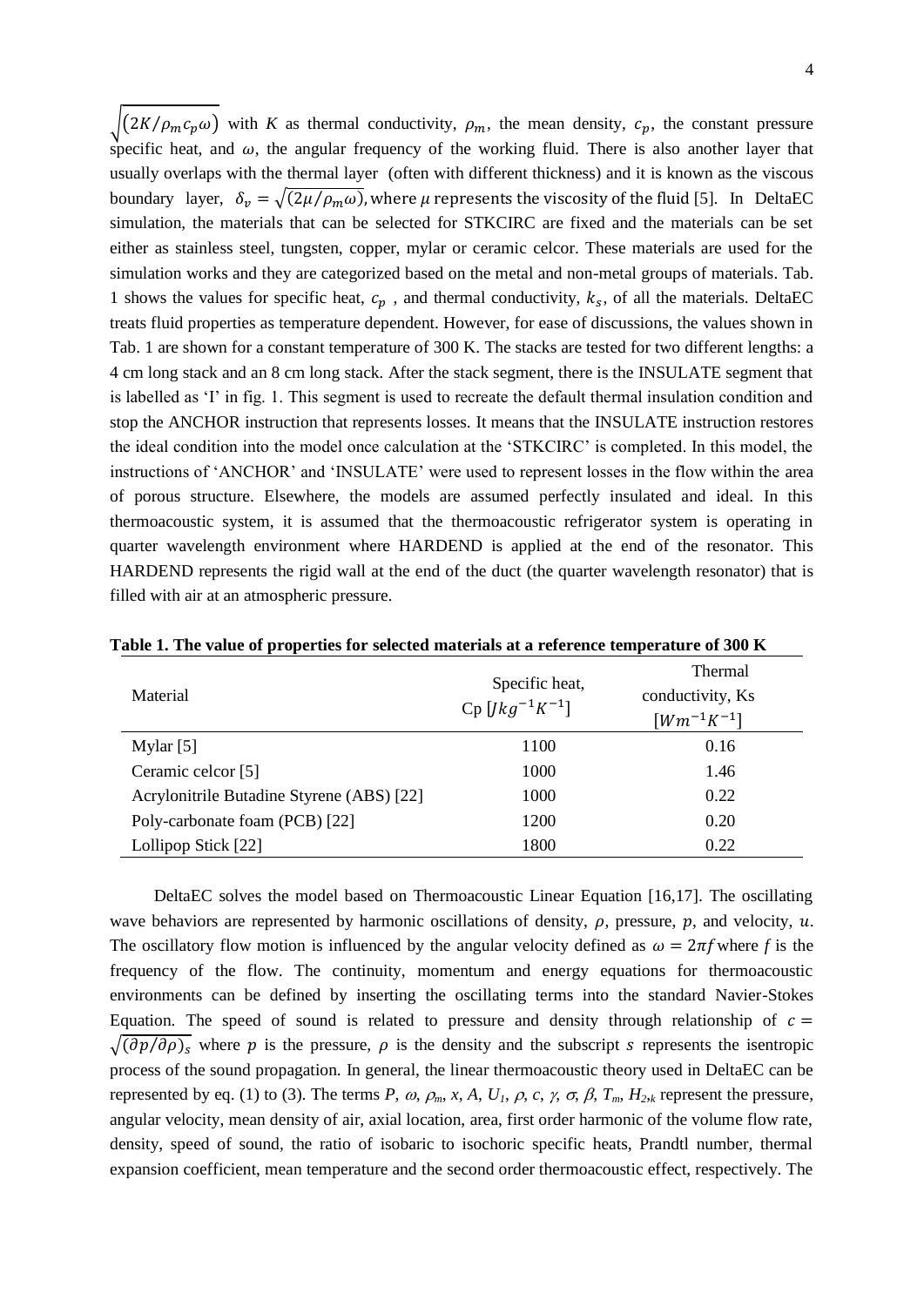$\sqrt{(2K/\rho_m c_p \omega)}$ with $K$ as thermal conductivity, $\rho_m$, the mean density, $c_p$, the constant pressure specific heat, and $\omega$, the angular frequency of the working fluid. There is also another layer that usually overlaps with the thermal layer (often with different thickness) and it is known as the viscous boundary layer, $\delta_v = \sqrt{(2\mu/\rho_m \omega)}$, where $\mu$ represents the viscosity of the fluid [5]. In DeltaEC simulation, the materials that can be selected for STKCIRC are fixed and the materials can be set either as stainless steel, tungsten, copper, mylar or ceramic celcor. These materials are used for the simulation works and they are categorized based on the metal and non-metal groups of materials. Tab. 1 shows the values for specific heat, $c_p$ , and thermal conductivity, $k_s$, of all the materials. DeltaEC treats fluid properties as temperature dependent. However, for ease of discussions, the values shown in Tab. 1 are shown for a constant temperature of 300 K. The stacks are tested for two different lengths: a 4 cm long stack and an 8 cm long stack. After the stack segment, there is the INSULATE segment that is labelled as 'I' in fig. 1. This segment is used to recreate the default thermal insulation condition and stop the ANCHOR instruction that represents losses. It means that the INSULATE instruction restores the ideal condition into the model once calculation at the 'STKCIRC' is completed. In this model, the instructions of 'ANCHOR' and 'INSULATE' were used to represent losses in the flow within the area of porous structure. Elsewhere, the models are assumed perfectly insulated and ideal. In this thermoacoustic system, it is assumed that the thermoacoustic refrigerator system is operating in quarter wavelength environment where HARDEND is applied at the end of the resonator. This HARDEND represents the rigid wall at the end of the duct (the quarter wavelength resonator) that is filled with air at an atmospheric pressure.

**Table 1. The value of properties for selected materials at a reference temperature of 300 K**

| Material | Specific heat, Cp $[Jkg^{-1}K^{-1}]$ | Thermal conductivity, Ks $[Wm^{-1}K^{-1}]$ |
|---|---|---|
| Mylar [5] | 1100 | 0.16 |
| Ceramic celcor [5] | 1000 | 1.46 |
| Acrylonitrile Butadine Styrene (ABS) [22] | 1000 | 0.22 |
| Poly-carbonate foam (PCB) [22] | 1200 | 0.20 |
| Lollipop Stick [22] | 1800 | 0.22 |

DeltaEC solves the model based on Thermoacoustic Linear Equation [16,17]. The oscillating wave behaviors are represented by harmonic oscillations of density, $\rho$, pressure, $p$, and velocity, $u$. The oscillatory flow motion is influenced by the angular velocity defined as $\omega = 2\pi f$ where $f$ is the frequency of the flow. The continuity, momentum and energy equations for thermoacoustic environments can be defined by inserting the oscillating terms into the standard Navier-Stokes Equation. The speed of sound is related to pressure and density through relationship of $c = \sqrt{(\partial p/\partial \rho)_s}$ where $p$ is the pressure, $\rho$ is the density and the subscript $s$ represents the isentropic process of the sound propagation. In general, the linear thermoacoustic theory used in DeltaEC can be represented by eq. (1) to (3). The terms $P$, $\omega$, $\rho_m$, $x$, $A$, $U_1$, $\rho$, $c$, $\gamma$, $\sigma$, $\beta$, $T_m$, $H_{2,k}$ represent the pressure, angular velocity, mean density of air, axial location, area, first order harmonic of the volume flow rate, density, speed of sound, the ratio of isobaric to isochoric specific heats, Prandtl number, thermal expansion coefficient, mean temperature and the second order thermoacoustic effect, respectively. The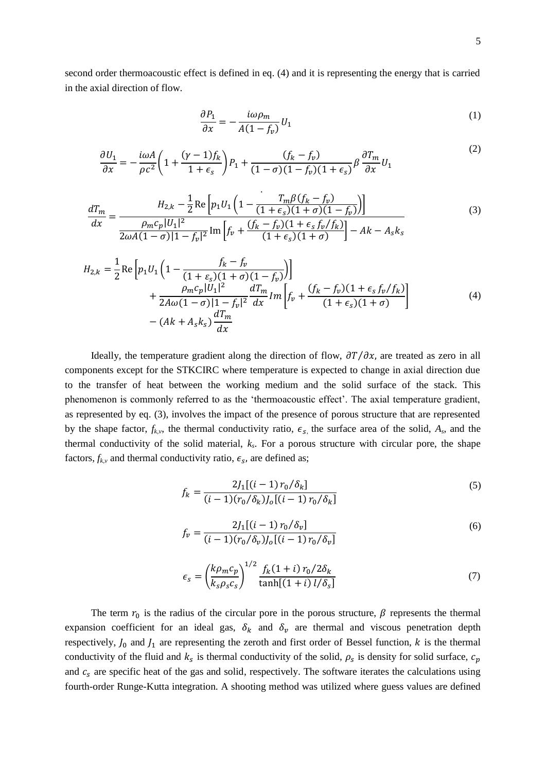second order thermoacoustic effect is defined in eq. (4) and it is representing the energy that is carried in the axial direction of flow.

$$\frac{\partial P_1}{\partial x} = -\frac{i\omega\rho_m}{A(1-f_v)}U_1 \tag{1}$$

$$\frac{\partial U_1}{\partial x} = -\frac{i\omega A}{\rho c^2}\left(1+\frac{(\gamma-1)f_k}{1+\epsilon_s}\right)P_1 + \frac{(f_k-f_v)}{(1-\sigma)(1-f_v)(1+\epsilon_s)}\beta\frac{\partial T_m}{\partial x}U_1 \tag{2}$$

$$\frac{dT_m}{dx} = \frac{H_{2,k} - \frac{1}{2}\text{Re}\left[p_1 U_1\left(1-\frac{T_m\beta(f_k-f_v)}{(1+\epsilon_s)(1+\sigma)(1-f_v)}\right)\right]}{\frac{\rho_m c_p |U_1|^2}{2\omega A(1-\sigma)|1-f_v|^2}\text{Im}\left[f_v + \frac{(f_k-f_v)(1+\epsilon_s f_v/f_k)}{(1+\epsilon_s)(1+\sigma)}\right] - Ak - A_s k_s} \tag{3}$$

$$\begin{aligned}H_{2,k} = {} & \frac{1}{2}\text{Re}\left[p_1 U_1\left(1-\frac{f_k-f_v}{(1+\varepsilon_s)(1+\sigma)(1-f_v)}\right)\right] \\ & + \frac{\rho_m c_p |U_1|^2}{2A\omega(1-\sigma)|1-f_v|^2}\frac{dT_m}{dx}Im\left[f_v + \frac{(f_k-f_v)(1+\epsilon_s f_v/f_k)}{(1+\epsilon_s)(1+\sigma)}\right] \\ & - (Ak + A_s k_s)\frac{dT_m}{dx}\end{aligned} \tag{4}$$

Ideally, the temperature gradient along the direction of flow, $\partial T/\partial x$, are treated as zero in all components except for the STKCIRC where temperature is expected to change in axial direction due to the transfer of heat between the working medium and the solid surface of the stack. This phenomenon is commonly referred to as the 'thermoacoustic effect'. The axial temperature gradient, as represented by eq. (3), involves the impact of the presence of porous structure that are represented by the shape factor, $f_{k,v}$, the thermal conductivity ratio, $\epsilon_s$, the surface area of the solid, $A_s$, and the thermal conductivity of the solid material, $k_s$. For a porous structure with circular pore, the shape factors, $f_{k,v}$ and thermal conductivity ratio, $\epsilon_s$, are defined as;

$$f_k = \frac{2J_1[(i-1)\,r_0/\delta_k]}{(i-1)(r_0/\delta_k)J_o[(i-1)\,r_0/\delta_k]} \tag{5}$$

$$f_v = \frac{2J_1[(i-1)\,r_0/\delta_v]}{(i-1)(r_0/\delta_v)J_o[(i-1)\,r_0/\delta_v]} \tag{6}$$

$$\epsilon_s = \left(\frac{k\rho_m c_p}{k_s\rho_s c_s}\right)^{1/2}\frac{f_k(1+i)\,r_0/2\delta_k}{\tanh[(1+i)\,l/\delta_s]} \tag{7}$$

The term $r_0$ is the radius of the circular pore in the porous structure, $\beta$ represents the thermal expansion coefficient for an ideal gas, $\delta_k$ and $\delta_v$ are thermal and viscous penetration depth respectively, $J_0$ and $J_1$ are representing the zeroth and first order of Bessel function, $k$ is the thermal conductivity of the fluid and $k_s$ is thermal conductivity of the solid, $\rho_s$ is density for solid surface, $c_p$ and $c_s$ are specific heat of the gas and solid, respectively. The software iterates the calculations using fourth-order Runge-Kutta integration. A shooting method was utilized where guess values are defined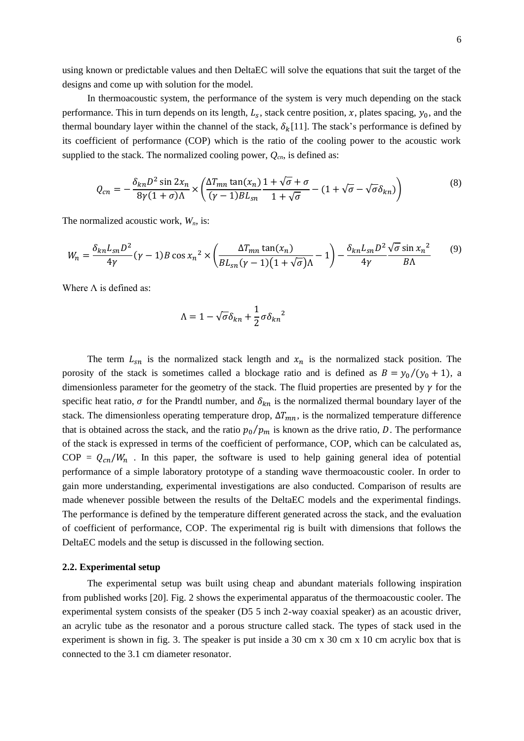using known or predictable values and then DeltaEC will solve the equations that suit the target of the designs and come up with solution for the model.

In thermoacoustic system, the performance of the system is very much depending on the stack performance. This in turn depends on its length, $L_s$, stack centre position, $x$, plates spacing, $y_0$, and the thermal boundary layer within the channel of the stack, $\delta_k$[11]. The stack's performance is defined by its coefficient of performance (COP) which is the ratio of the cooling power to the acoustic work supplied to the stack. The normalized cooling power, $Q_{cn}$, is defined as:

$$Q_{cn} = -\frac{\delta_{kn} D^2 \sin 2x_n}{8\gamma(1+\sigma)\Lambda} \times \left( \frac{\Delta T_{mn} \tan(x_n)}{(\gamma-1)BL_{sn}} \frac{1+\sqrt{\sigma}+\sigma}{1+\sqrt{\sigma}} - (1+\sqrt{\sigma}-\sqrt{\sigma}\delta_{kn}) \right) \tag{8}$$

The normalized acoustic work, $W_n$, is:

$$W_n = \frac{\delta_{kn} L_{sn} D^2}{4\gamma}(\gamma-1)B\cos x_n{}^2 \times \left( \frac{\Delta T_{mn} \tan(x_n)}{BL_{sn}(\gamma-1)(1+\sqrt{\sigma})\Lambda} - 1 \right) - \frac{\delta_{kn} L_{sn} D^2}{4\gamma} \frac{\sqrt{\sigma}\sin x_n{}^2}{B\Lambda} \tag{9}$$

Where $\Lambda$ is defined as:

$$\Lambda = 1 - \sqrt{\sigma}\delta_{kn} + \frac{1}{2}\sigma\delta_{kn}{}^2$$

The term $L_{sn}$ is the normalized stack length and $x_n$ is the normalized stack position. The porosity of the stack is sometimes called a blockage ratio and is defined as $B = y_0/(y_0+1)$, a dimensionless parameter for the geometry of the stack. The fluid properties are presented by $\gamma$ for the specific heat ratio, $\sigma$ for the Prandtl number, and $\delta_{kn}$ is the normalized thermal boundary layer of the stack. The dimensionless operating temperature drop, $\Delta T_{mn}$, is the normalized temperature difference that is obtained across the stack, and the ratio $p_0/p_m$ is known as the drive ratio, $D$. The performance of the stack is expressed in terms of the coefficient of performance, COP, which can be calculated as, COP = $Q_{cn}/W_n$ . In this paper, the software is used to help gaining general idea of potential performance of a simple laboratory prototype of a standing wave thermoacoustic cooler. In order to gain more understanding, experimental investigations are also conducted. Comparison of results are made whenever possible between the results of the DeltaEC models and the experimental findings. The performance is defined by the temperature different generated across the stack, and the evaluation of coefficient of performance, COP. The experimental rig is built with dimensions that follows the DeltaEC models and the setup is discussed in the following section.

### 2.2. Experimental setup

The experimental setup was built using cheap and abundant materials following inspiration from published works [20]. Fig. 2 shows the experimental apparatus of the thermoacoustic cooler. The experimental system consists of the speaker (D5 5 inch 2-way coaxial speaker) as an acoustic driver, an acrylic tube as the resonator and a porous structure called stack. The types of stack used in the experiment is shown in fig. 3. The speaker is put inside a 30 cm x 30 cm x 10 cm acrylic box that is connected to the 3.1 cm diameter resonator.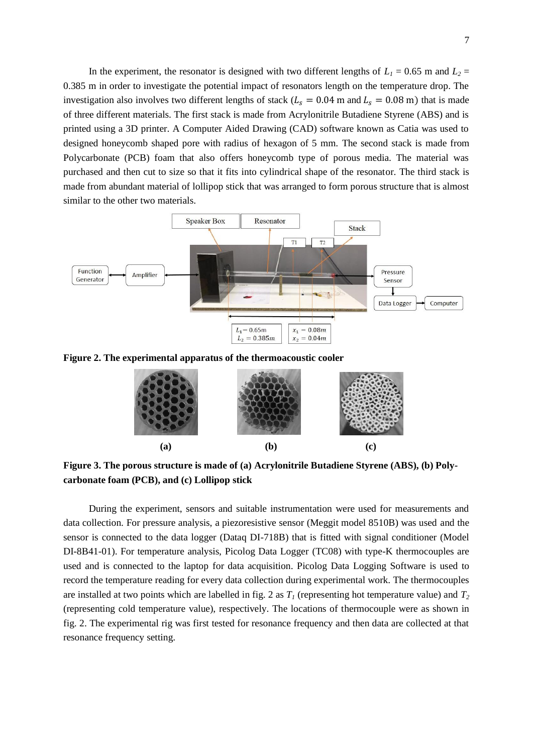In the experiment, the resonator is designed with two different lengths of $L_1$ = 0.65 m and $L_2$ = 0.385 m in order to investigate the potential impact of resonators length on the temperature drop. The investigation also involves two different lengths of stack ($L_s = 0.04$ m and $L_s = 0.08$ m) that is made of three different materials. The first stack is made from Acrylonitrile Butadiene Styrene (ABS) and is printed using a 3D printer. A Computer Aided Drawing (CAD) software known as Catia was used to designed honeycomb shaped pore with radius of hexagon of 5 mm. The second stack is made from Polycarbonate (PCB) foam that also offers honeycomb type of porous media. The material was purchased and then cut to size so that it fits into cylindrical shape of the resonator. The third stack is made from abundant material of lollipop stick that was arranged to form porous structure that is almost similar to the other two materials.

**Figure 2. The experimental apparatus of the thermoacoustic cooler**

**(a)** **(b)** **(c)**

**Figure 3. The porous structure is made of (a) Acrylonitrile Butadiene Styrene (ABS), (b) Poly-carbonate foam (PCB), and (c) Lollipop stick**

During the experiment, sensors and suitable instrumentation were used for measurements and data collection. For pressure analysis, a piezoresistive sensor (Meggit model 8510B) was used and the sensor is connected to the data logger (Dataq DI-718B) that is fitted with signal conditioner (Model DI-8B41-01). For temperature analysis, Picolog Data Logger (TC08) with type-K thermocouples are used and is connected to the laptop for data acquisition. Picolog Data Logging Software is used to record the temperature reading for every data collection during experimental work. The thermocouples are installed at two points which are labelled in fig. 2 as $T_1$ (representing hot temperature value) and $T_2$ (representing cold temperature value), respectively. The locations of thermocouple were as shown in fig. 2. The experimental rig was first tested for resonance frequency and then data are collected at that resonance frequency setting.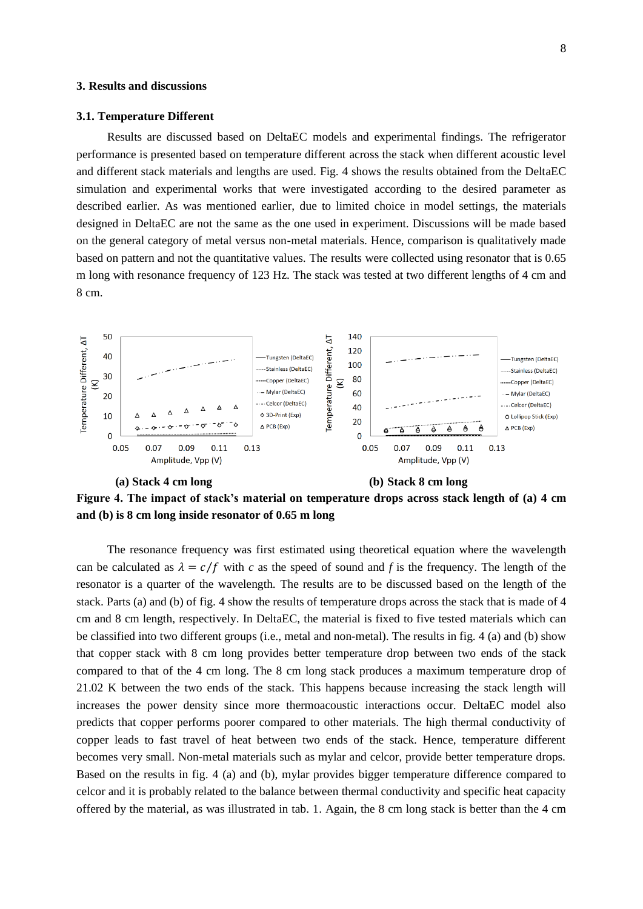### 3. Results and discussions

### 3.1. Temperature Different

Results are discussed based on DeltaEC models and experimental findings. The refrigerator performance is presented based on temperature different across the stack when different acoustic level and different stack materials and lengths are used. Fig. 4 shows the results obtained from the DeltaEC simulation and experimental works that were investigated according to the desired parameter as described earlier. As was mentioned earlier, due to limited choice in model settings, the materials designed in DeltaEC are not the same as the one used in experiment. Discussions will be made based on the general category of metal versus non-metal materials. Hence, comparison is qualitatively made based on pattern and not the quantitative values. The results were collected using resonator that is 0.65 m long with resonance frequency of 123 Hz. The stack was tested at two different lengths of 4 cm and 8 cm.

(a) Stack 4 cm long (b) Stack 8 cm long

**Figure 4. The impact of stack's material on temperature drops across stack length of (a) 4 cm and (b) is 8 cm long inside resonator of 0.65 m long**

The resonance frequency was first estimated using theoretical equation where the wavelength can be calculated as $\lambda = c/f$ with $c$ as the speed of sound and $f$ is the frequency. The length of the resonator is a quarter of the wavelength. The results are to be discussed based on the length of the stack. Parts (a) and (b) of fig. 4 show the results of temperature drops across the stack that is made of 4 cm and 8 cm length, respectively. In DeltaEC, the material is fixed to five tested materials which can be classified into two different groups (i.e., metal and non-metal). The results in fig. 4 (a) and (b) show that copper stack with 8 cm long provides better temperature drop between two ends of the stack compared to that of the 4 cm long. The 8 cm long stack produces a maximum temperature drop of 21.02 K between the two ends of the stack. This happens because increasing the stack length will increases the power density since more thermoacoustic interactions occur. DeltaEC model also predicts that copper performs poorer compared to other materials. The high thermal conductivity of copper leads to fast travel of heat between two ends of the stack. Hence, temperature different becomes very small. Non-metal materials such as mylar and celcor, provide better temperature drops. Based on the results in fig. 4 (a) and (b), mylar provides bigger temperature difference compared to celcor and it is probably related to the balance between thermal conductivity and specific heat capacity offered by the material, as was illustrated in tab. 1. Again, the 8 cm long stack is better than the 4 cm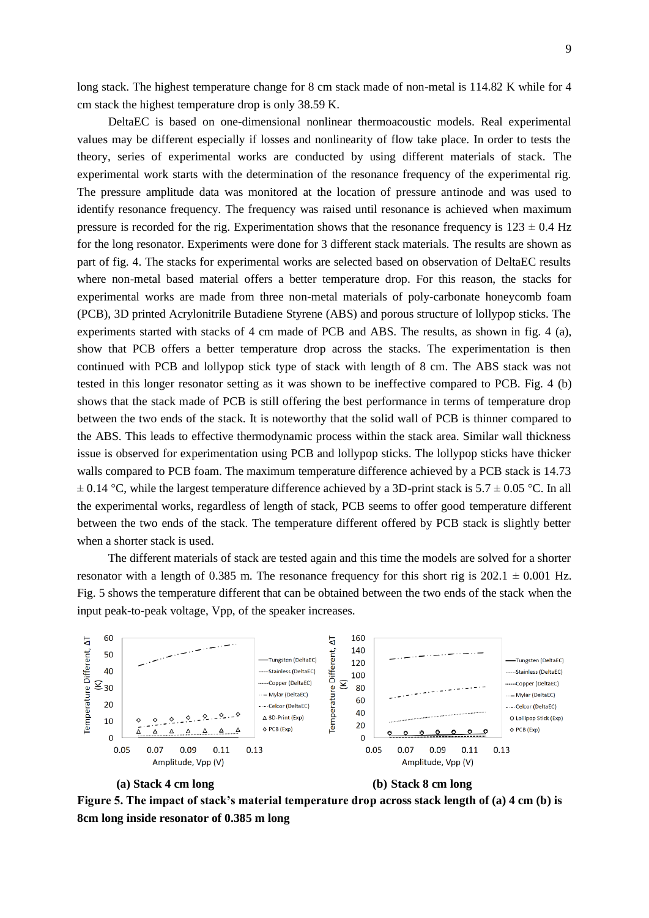long stack. The highest temperature change for 8 cm stack made of non-metal is 114.82 K while for 4 cm stack the highest temperature drop is only 38.59 K.

DeltaEC is based on one-dimensional nonlinear thermoacoustic models. Real experimental values may be different especially if losses and nonlinearity of flow take place. In order to tests the theory, series of experimental works are conducted by using different materials of stack. The experimental work starts with the determination of the resonance frequency of the experimental rig. The pressure amplitude data was monitored at the location of pressure antinode and was used to identify resonance frequency. The frequency was raised until resonance is achieved when maximum pressure is recorded for the rig. Experimentation shows that the resonance frequency is 123 ± 0.4 Hz for the long resonator. Experiments were done for 3 different stack materials. The results are shown as part of fig. 4. The stacks for experimental works are selected based on observation of DeltaEC results where non-metal based material offers a better temperature drop. For this reason, the stacks for experimental works are made from three non-metal materials of poly-carbonate honeycomb foam (PCB), 3D printed Acrylonitrile Butadiene Styrene (ABS) and porous structure of lollypop sticks. The experiments started with stacks of 4 cm made of PCB and ABS. The results, as shown in fig. 4 (a), show that PCB offers a better temperature drop across the stacks. The experimentation is then continued with PCB and lollypop stick type of stack with length of 8 cm. The ABS stack was not tested in this longer resonator setting as it was shown to be ineffective compared to PCB. Fig. 4 (b) shows that the stack made of PCB is still offering the best performance in terms of temperature drop between the two ends of the stack. It is noteworthy that the solid wall of PCB is thinner compared to the ABS. This leads to effective thermodynamic process within the stack area. Similar wall thickness issue is observed for experimentation using PCB and lollypop sticks. The lollypop sticks have thicker walls compared to PCB foam. The maximum temperature difference achieved by a PCB stack is 14.73 ± 0.14 °C, while the largest temperature difference achieved by a 3D-print stack is 5.7 ± 0.05 °C. In all the experimental works, regardless of length of stack, PCB seems to offer good temperature different between the two ends of the stack. The temperature different offered by PCB stack is slightly better when a shorter stack is used.

The different materials of stack are tested again and this time the models are solved for a shorter resonator with a length of 0.385 m. The resonance frequency for this short rig is 202.1 ± 0.001 Hz. Fig. 5 shows the temperature different that can be obtained between the two ends of the stack when the input peak-to-peak voltage, Vpp, of the speaker increases.

**(a) Stack 4 cm long** **(b) Stack 8 cm long**

**Figure 5. The impact of stack's material temperature drop across stack length of (a) 4 cm (b) is 8cm long inside resonator of 0.385 m long**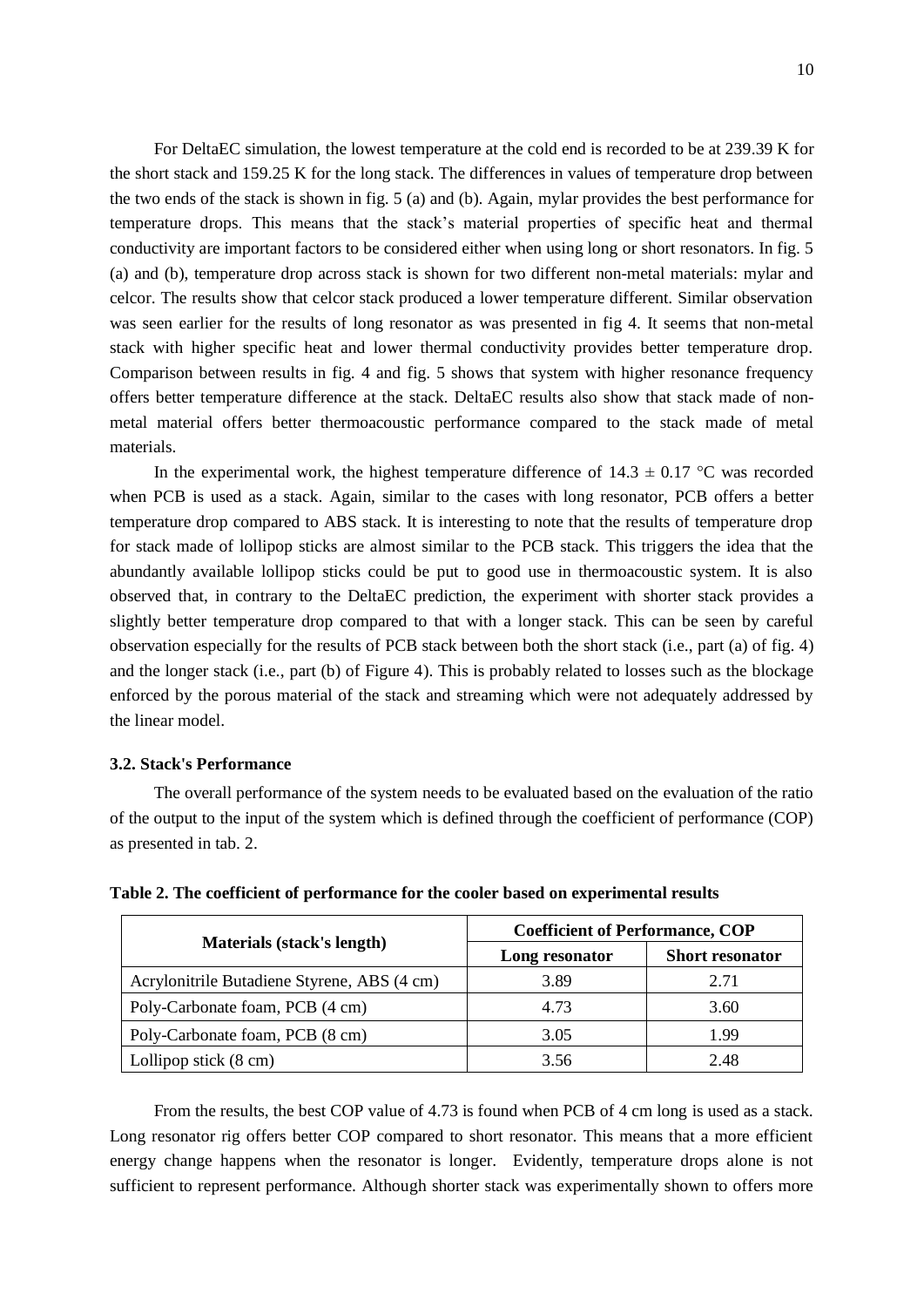For DeltaEC simulation, the lowest temperature at the cold end is recorded to be at 239.39 K for the short stack and 159.25 K for the long stack. The differences in values of temperature drop between the two ends of the stack is shown in fig. 5 (a) and (b). Again, mylar provides the best performance for temperature drops. This means that the stack's material properties of specific heat and thermal conductivity are important factors to be considered either when using long or short resonators. In fig. 5 (a) and (b), temperature drop across stack is shown for two different non-metal materials: mylar and celcor. The results show that celcor stack produced a lower temperature different. Similar observation was seen earlier for the results of long resonator as was presented in fig 4. It seems that non-metal stack with higher specific heat and lower thermal conductivity provides better temperature drop. Comparison between results in fig. 4 and fig. 5 shows that system with higher resonance frequency offers better temperature difference at the stack. DeltaEC results also show that stack made of non-metal material offers better thermoacoustic performance compared to the stack made of metal materials.

In the experimental work, the highest temperature difference of $14.3 \pm 0.17$ °C was recorded when PCB is used as a stack. Again, similar to the cases with long resonator, PCB offers a better temperature drop compared to ABS stack. It is interesting to note that the results of temperature drop for stack made of lollipop sticks are almost similar to the PCB stack. This triggers the idea that the abundantly available lollipop sticks could be put to good use in thermoacoustic system. It is also observed that, in contrary to the DeltaEC prediction, the experiment with shorter stack provides a slightly better temperature drop compared to that with a longer stack. This can be seen by careful observation especially for the results of PCB stack between both the short stack (i.e., part (a) of fig. 4) and the longer stack (i.e., part (b) of Figure 4). This is probably related to losses such as the blockage enforced by the porous material of the stack and streaming which were not adequately addressed by the linear model.

### 3.2. Stack's Performance

The overall performance of the system needs to be evaluated based on the evaluation of the ratio of the output to the input of the system which is defined through the coefficient of performance (COP) as presented in tab. 2.

**Table 2. The coefficient of performance for the cooler based on experimental results**

| Materials (stack's length) | Coefficient of Performance, COP | |
|---|---|---|
| | Long resonator | Short resonator |
| Acrylonitrile Butadiene Styrene, ABS (4 cm) | 3.89 | 2.71 |
| Poly-Carbonate foam, PCB (4 cm) | 4.73 | 3.60 |
| Poly-Carbonate foam, PCB (8 cm) | 3.05 | 1.99 |
| Lollipop stick (8 cm) | 3.56 | 2.48 |

From the results, the best COP value of 4.73 is found when PCB of 4 cm long is used as a stack. Long resonator rig offers better COP compared to short resonator. This means that a more efficient energy change happens when the resonator is longer. Evidently, temperature drops alone is not sufficient to represent performance. Although shorter stack was experimentally shown to offers more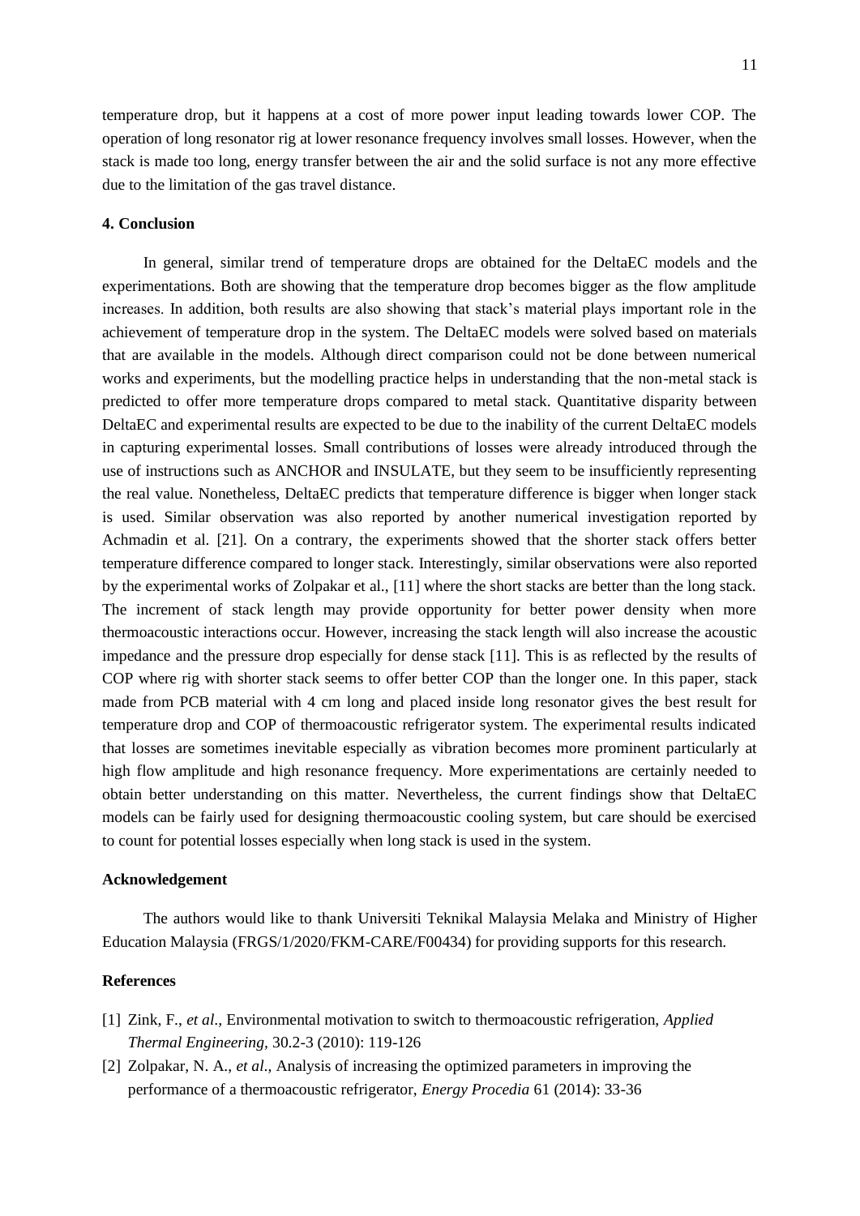temperature drop, but it happens at a cost of more power input leading towards lower COP. The operation of long resonator rig at lower resonance frequency involves small losses. However, when the stack is made too long, energy transfer between the air and the solid surface is not any more effective due to the limitation of the gas travel distance.

## 4. Conclusion

In general, similar trend of temperature drops are obtained for the DeltaEC models and the experimentations. Both are showing that the temperature drop becomes bigger as the flow amplitude increases. In addition, both results are also showing that stack's material plays important role in the achievement of temperature drop in the system. The DeltaEC models were solved based on materials that are available in the models. Although direct comparison could not be done between numerical works and experiments, but the modelling practice helps in understanding that the non-metal stack is predicted to offer more temperature drops compared to metal stack. Quantitative disparity between DeltaEC and experimental results are expected to be due to the inability of the current DeltaEC models in capturing experimental losses. Small contributions of losses were already introduced through the use of instructions such as ANCHOR and INSULATE, but they seem to be insufficiently representing the real value. Nonetheless, DeltaEC predicts that temperature difference is bigger when longer stack is used. Similar observation was also reported by another numerical investigation reported by Achmadin et al. [21]. On a contrary, the experiments showed that the shorter stack offers better temperature difference compared to longer stack. Interestingly, similar observations were also reported by the experimental works of Zolpakar et al., [11] where the short stacks are better than the long stack. The increment of stack length may provide opportunity for better power density when more thermoacoustic interactions occur. However, increasing the stack length will also increase the acoustic impedance and the pressure drop especially for dense stack [11]. This is as reflected by the results of COP where rig with shorter stack seems to offer better COP than the longer one. In this paper, stack made from PCB material with 4 cm long and placed inside long resonator gives the best result for temperature drop and COP of thermoacoustic refrigerator system. The experimental results indicated that losses are sometimes inevitable especially as vibration becomes more prominent particularly at high flow amplitude and high resonance frequency. More experimentations are certainly needed to obtain better understanding on this matter. Nevertheless, the current findings show that DeltaEC models can be fairly used for designing thermoacoustic cooling system, but care should be exercised to count for potential losses especially when long stack is used in the system.

## Acknowledgement

The authors would like to thank Universiti Teknikal Malaysia Melaka and Ministry of Higher Education Malaysia (FRGS/1/2020/FKM-CARE/F00434) for providing supports for this research.

## References

[1] Zink, F., *et al*., Environmental motivation to switch to thermoacoustic refrigeration, *Applied Thermal Engineering*, 30.2-3 (2010): 119-126

[2] Zolpakar, N. A., *et al*., Analysis of increasing the optimized parameters in improving the performance of a thermoacoustic refrigerator, *Energy Procedia* 61 (2014): 33-36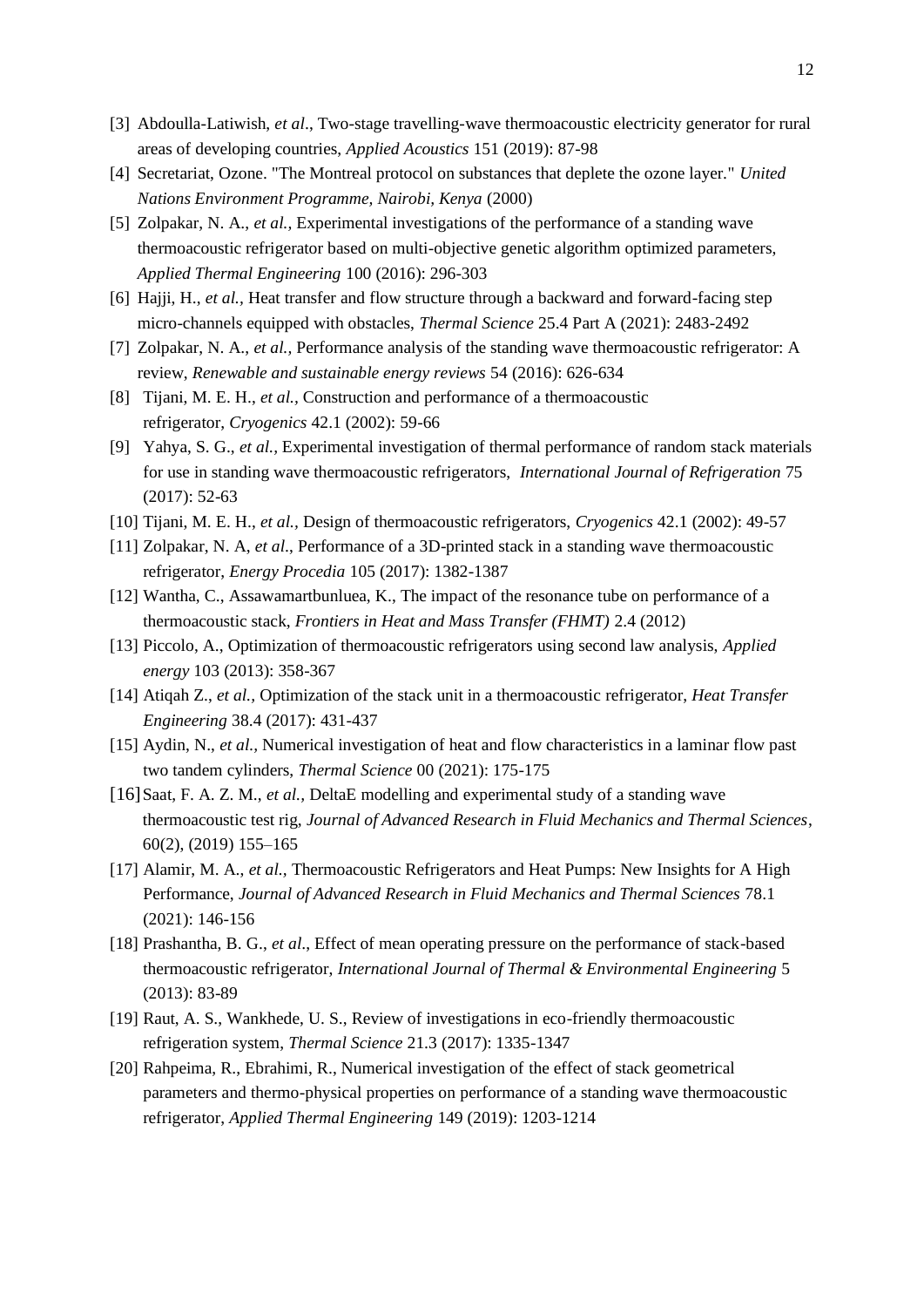[3] Abdoulla-Latiwish, *et al*., Two-stage travelling-wave thermoacoustic electricity generator for rural areas of developing countries, *Applied Acoustics* 151 (2019): 87-98

[4] Secretariat, Ozone. "The Montreal protocol on substances that deplete the ozone layer." *United Nations Environment Programme, Nairobi, Kenya* (2000)

[5] Zolpakar, N. A., *et al.*, Experimental investigations of the performance of a standing wave thermoacoustic refrigerator based on multi-objective genetic algorithm optimized parameters, *Applied Thermal Engineering* 100 (2016): 296-303

[6] Hajji, H., *et al.*, Heat transfer and flow structure through a backward and forward-facing step micro-channels equipped with obstacles, *Thermal Science* 25.4 Part A (2021): 2483-2492

[7] Zolpakar, N. A., *et al.*, Performance analysis of the standing wave thermoacoustic refrigerator: A review, *Renewable and sustainable energy reviews* 54 (2016): 626-634

[8] Tijani, M. E. H., *et al.*, Construction and performance of a thermoacoustic refrigerator, *Cryogenics* 42.1 (2002): 59-66

[9] Yahya, S. G., *et al.*, Experimental investigation of thermal performance of random stack materials for use in standing wave thermoacoustic refrigerators, *International Journal of Refrigeration* 75 (2017): 52-63

[10] Tijani, M. E. H., *et al.*, Design of thermoacoustic refrigerators, *Cryogenics* 42.1 (2002): 49-57

[11] Zolpakar, N. A, *et al*., Performance of a 3D-printed stack in a standing wave thermoacoustic refrigerator, *Energy Procedia* 105 (2017): 1382-1387

[12] Wantha, C., Assawamartbunluea, K., The impact of the resonance tube on performance of a thermoacoustic stack, *Frontiers in Heat and Mass Transfer (FHMT)* 2.4 (2012)

[13] Piccolo, A., Optimization of thermoacoustic refrigerators using second law analysis, *Applied energy* 103 (2013): 358-367

[14] Atiqah Z., *et al.*, Optimization of the stack unit in a thermoacoustic refrigerator, *Heat Transfer Engineering* 38.4 (2017): 431-437

[15] Aydin, N., *et al.*, Numerical investigation of heat and flow characteristics in a laminar flow past two tandem cylinders, *Thermal Science* 00 (2021): 175-175

[16] Saat, F. A. Z. M., *et al.*, DeltaE modelling and experimental study of a standing wave thermoacoustic test rig, *Journal of Advanced Research in Fluid Mechanics and Thermal Sciences*, 60(2), (2019) 155–165

[17] Alamir, M. A., *et al.*, Thermoacoustic Refrigerators and Heat Pumps: New Insights for A High Performance, *Journal of Advanced Research in Fluid Mechanics and Thermal Sciences* 78.1 (2021): 146-156

[18] Prashantha, B. G., *et al*., Effect of mean operating pressure on the performance of stack-based thermoacoustic refrigerator, *International Journal of Thermal & Environmental Engineering* 5 (2013): 83-89

[19] Raut, A. S., Wankhede, U. S., Review of investigations in eco-friendly thermoacoustic refrigeration system, *Thermal Science* 21.3 (2017): 1335-1347

[20] Rahpeima, R., Ebrahimi, R., Numerical investigation of the effect of stack geometrical parameters and thermo-physical properties on performance of a standing wave thermoacoustic refrigerator, *Applied Thermal Engineering* 149 (2019): 1203-1214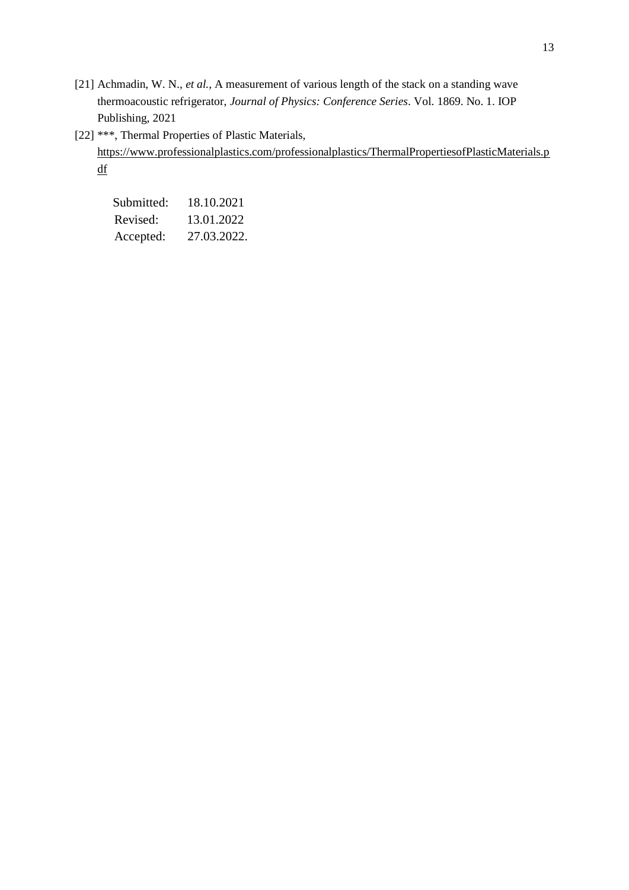[21] Achmadin, W. N., *et al.*, A measurement of various length of the stack on a standing wave thermoacoustic refrigerator, *Journal of Physics: Conference Series*. Vol. 1869. No. 1. IOP Publishing, 2021

[22] ***, Thermal Properties of Plastic Materials, https://www.professionalplastics.com/professionalplastics/ThermalPropertiesofPlasticMaterials.pdf

| | |
|---|---|
| Submitted: | 18.10.2021 |
| Revised: | 13.01.2022 |
| Accepted: | 27.03.2022. |